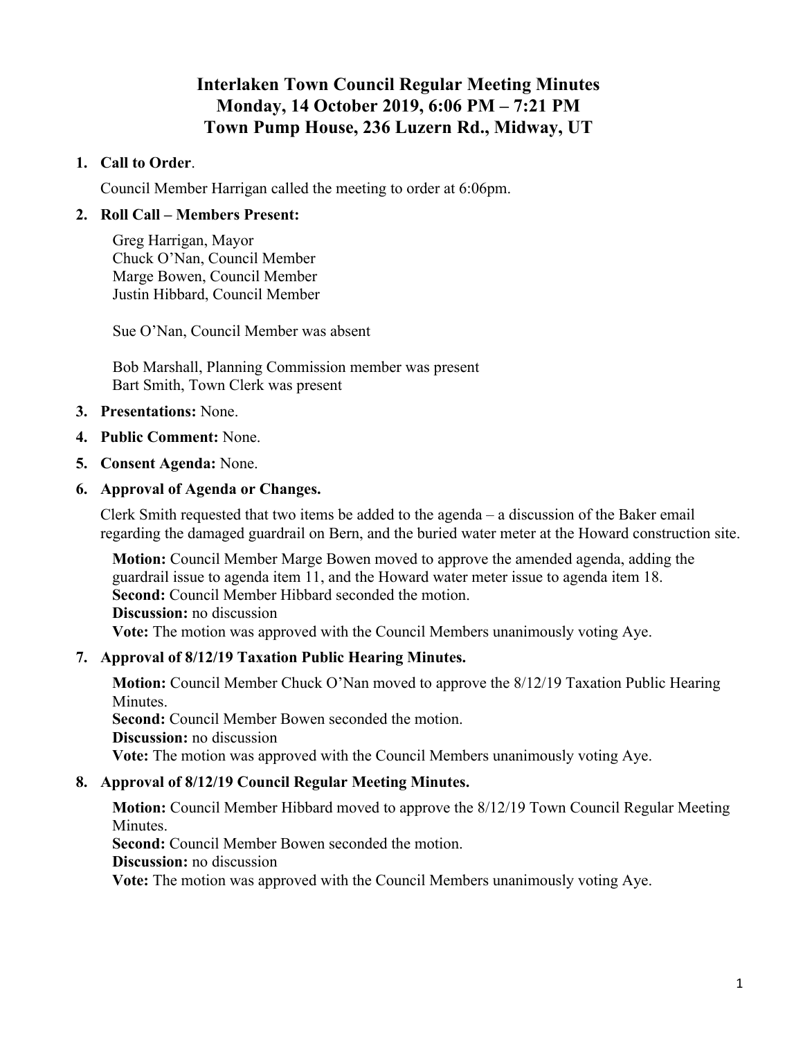# Interlaken Town Council Regular Meeting Minutes
# Monday, 14 October 2019, 6:06 PM – 7:21 PM
# Town Pump House, 236 Luzern Rd., Midway, UT

1. **Call to Order**.

   Council Member Harrigan called the meeting to order at 6:06pm.

2. **Roll Call – Members Present:**

   Greg Harrigan, Mayor
   Chuck O'Nan, Council Member
   Marge Bowen, Council Member
   Justin Hibbard, Council Member

   Sue O'Nan, Council Member was absent

   Bob Marshall, Planning Commission member was present
   Bart Smith, Town Clerk was present

3. **Presentations:** None.

4. **Public Comment:** None.

5. **Consent Agenda:** None.

6. **Approval of Agenda or Changes.**

   Clerk Smith requested that two items be added to the agenda – a discussion of the Baker email regarding the damaged guardrail on Bern, and the buried water meter at the Howard construction site.

   **Motion:** Council Member Marge Bowen moved to approve the amended agenda, adding the guardrail issue to agenda item 11, and the Howard water meter issue to agenda item 18.
   **Second:** Council Member Hibbard seconded the motion.
   **Discussion:** no discussion
   **Vote:** The motion was approved with the Council Members unanimously voting Aye.

7. **Approval of 8/12/19 Taxation Public Hearing Minutes.**

   **Motion:** Council Member Chuck O'Nan moved to approve the 8/12/19 Taxation Public Hearing Minutes.
   **Second:** Council Member Bowen seconded the motion.
   **Discussion:** no discussion
   **Vote:** The motion was approved with the Council Members unanimously voting Aye.

8. **Approval of 8/12/19 Council Regular Meeting Minutes.**

   **Motion:** Council Member Hibbard moved to approve the 8/12/19 Town Council Regular Meeting Minutes.
   **Second:** Council Member Bowen seconded the motion.
   **Discussion:** no discussion
   **Vote:** The motion was approved with the Council Members unanimously voting Aye.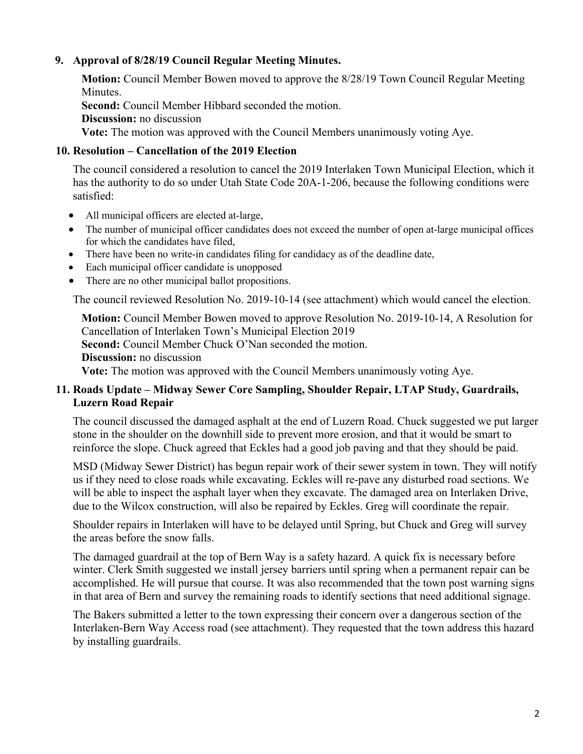## 9. Approval of 8/28/19 Council Regular Meeting Minutes.

**Motion:** Council Member Bowen moved to approve the 8/28/19 Town Council Regular Meeting Minutes.
**Second:** Council Member Hibbard seconded the motion.
**Discussion:** no discussion
**Vote:** The motion was approved with the Council Members unanimously voting Aye.

## 10. Resolution – Cancellation of the 2019 Election

The council considered a resolution to cancel the 2019 Interlaken Town Municipal Election, which it has the authority to do so under Utah State Code 20A-1-206, because the following conditions were satisfied:

- All municipal officers are elected at-large,
- The number of municipal officer candidates does not exceed the number of open at-large municipal offices for which the candidates have filed,
- There have been no write-in candidates filing for candidacy as of the deadline date,
- Each municipal officer candidate is unopposed
- There are no other municipal ballot propositions.

The council reviewed Resolution No. 2019-10-14 (see attachment) which would cancel the election.

**Motion:** Council Member Bowen moved to approve Resolution No. 2019-10-14, A Resolution for Cancellation of Interlaken Town's Municipal Election 2019
**Second:** Council Member Chuck O'Nan seconded the motion.
**Discussion:** no discussion
**Vote:** The motion was approved with the Council Members unanimously voting Aye.

## 11. Roads Update – Midway Sewer Core Sampling, Shoulder Repair, LTAP Study, Guardrails, Luzern Road Repair

The council discussed the damaged asphalt at the end of Luzern Road. Chuck suggested we put larger stone in the shoulder on the downhill side to prevent more erosion, and that it would be smart to reinforce the slope. Chuck agreed that Eckles had a good job paving and that they should be paid.

MSD (Midway Sewer District) has begun repair work of their sewer system in town. They will notify us if they need to close roads while excavating. Eckles will re-pave any disturbed road sections. We will be able to inspect the asphalt layer when they excavate. The damaged area on Interlaken Drive, due to the Wilcox construction, will also be repaired by Eckles. Greg will coordinate the repair.

Shoulder repairs in Interlaken will have to be delayed until Spring, but Chuck and Greg will survey the areas before the snow falls.

The damaged guardrail at the top of Bern Way is a safety hazard. A quick fix is necessary before winter. Clerk Smith suggested we install jersey barriers until spring when a permanent repair can be accomplished. He will pursue that course. It was also recommended that the town post warning signs in that area of Bern and survey the remaining roads to identify sections that need additional signage.

The Bakers submitted a letter to the town expressing their concern over a dangerous section of the Interlaken-Bern Way Access road (see attachment). They requested that the town address this hazard by installing guardrails.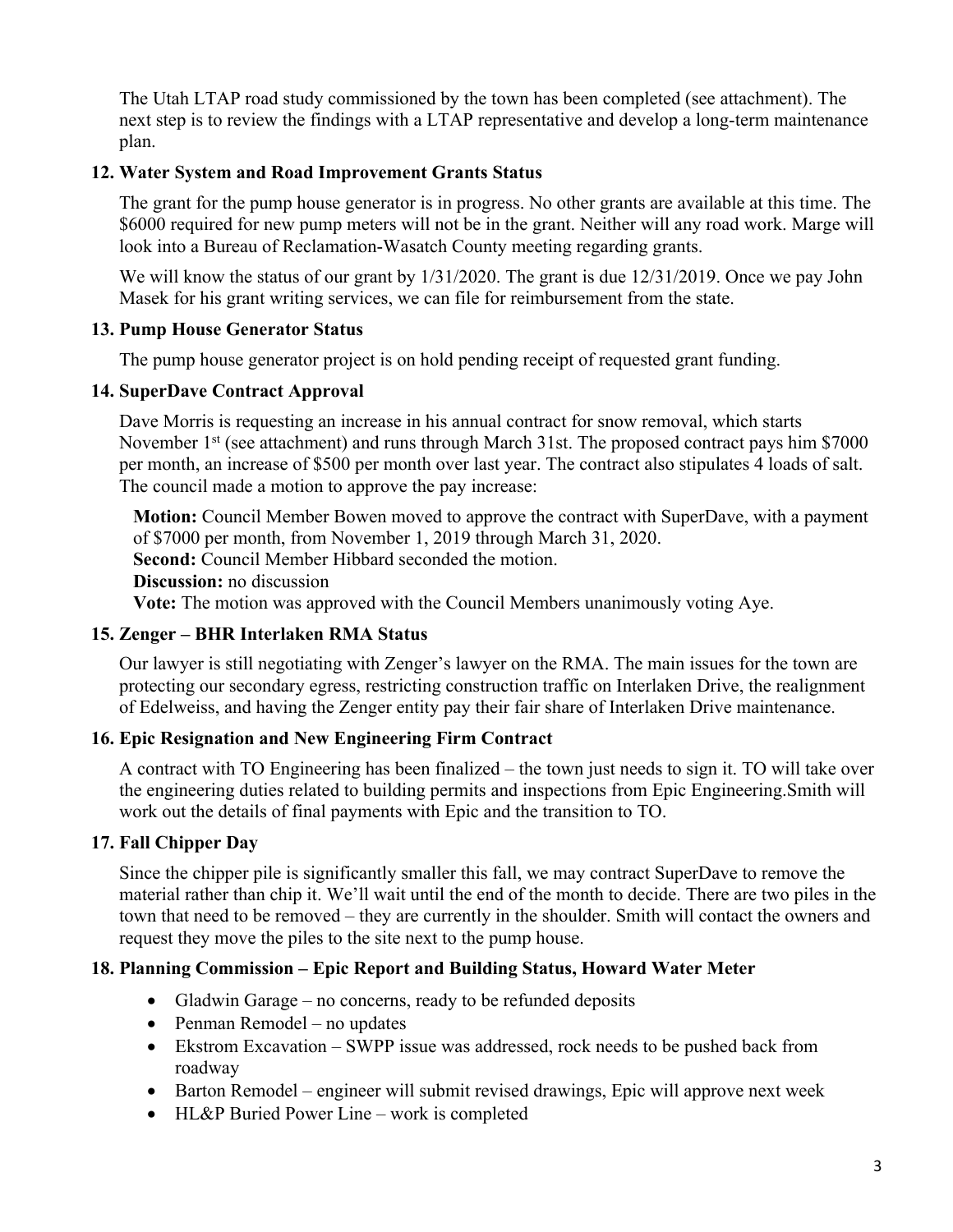The Utah LTAP road study commissioned by the town has been completed (see attachment). The next step is to review the findings with a LTAP representative and develop a long-term maintenance plan.

### 12. Water System and Road Improvement Grants Status

The grant for the pump house generator is in progress. No other grants are available at this time. The $6000 required for new pump meters will not be in the grant. Neither will any road work. Marge will look into a Bureau of Reclamation-Wasatch County meeting regarding grants.

We will know the status of our grant by 1/31/2020. The grant is due 12/31/2019. Once we pay John Masek for his grant writing services, we can file for reimbursement from the state.

### 13. Pump House Generator Status

The pump house generator project is on hold pending receipt of requested grant funding.

### 14. SuperDave Contract Approval

Dave Morris is requesting an increase in his annual contract for snow removal, which starts November 1st (see attachment) and runs through March 31st. The proposed contract pays him $7000 per month, an increase of $500 per month over last year. The contract also stipulates 4 loads of salt. The council made a motion to approve the pay increase:

**Motion:** Council Member Bowen moved to approve the contract with SuperDave, with a payment of $7000 per month, from November 1, 2019 through March 31, 2020.
**Second:** Council Member Hibbard seconded the motion.
**Discussion:** no discussion
**Vote:** The motion was approved with the Council Members unanimously voting Aye.

### 15. Zenger – BHR Interlaken RMA Status

Our lawyer is still negotiating with Zenger's lawyer on the RMA. The main issues for the town are protecting our secondary egress, restricting construction traffic on Interlaken Drive, the realignment of Edelweiss, and having the Zenger entity pay their fair share of Interlaken Drive maintenance.

### 16. Epic Resignation and New Engineering Firm Contract

A contract with TO Engineering has been finalized – the town just needs to sign it. TO will take over the engineering duties related to building permits and inspections from Epic Engineering.Smith will work out the details of final payments with Epic and the transition to TO.

### 17. Fall Chipper Day

Since the chipper pile is significantly smaller this fall, we may contract SuperDave to remove the material rather than chip it. We'll wait until the end of the month to decide. There are two piles in the town that need to be removed – they are currently in the shoulder. Smith will contact the owners and request they move the piles to the site next to the pump house.

### 18. Planning Commission – Epic Report and Building Status, Howard Water Meter

- Gladwin Garage – no concerns, ready to be refunded deposits
- Penman Remodel – no updates
- Ekstrom Excavation – SWPP issue was addressed, rock needs to be pushed back from roadway
- Barton Remodel – engineer will submit revised drawings, Epic will approve next week
- HL&P Buried Power Line – work is completed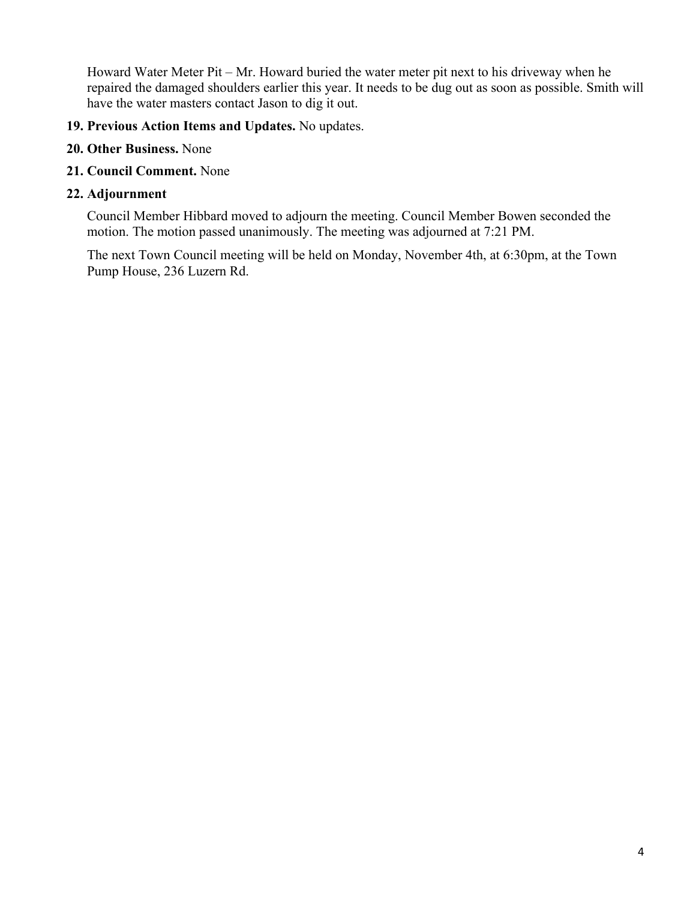Howard Water Meter Pit – Mr. Howard buried the water meter pit next to his driveway when he repaired the damaged shoulders earlier this year. It needs to be dug out as soon as possible. Smith will have the water masters contact Jason to dig it out.

**19. Previous Action Items and Updates.** No updates.

**20. Other Business.** None

**21. Council Comment.** None

**22. Adjournment**

Council Member Hibbard moved to adjourn the meeting. Council Member Bowen seconded the motion. The motion passed unanimously. The meeting was adjourned at 7:21 PM.

The next Town Council meeting will be held on Monday, November 4th, at 6:30pm, at the Town Pump House, 236 Luzern Rd.